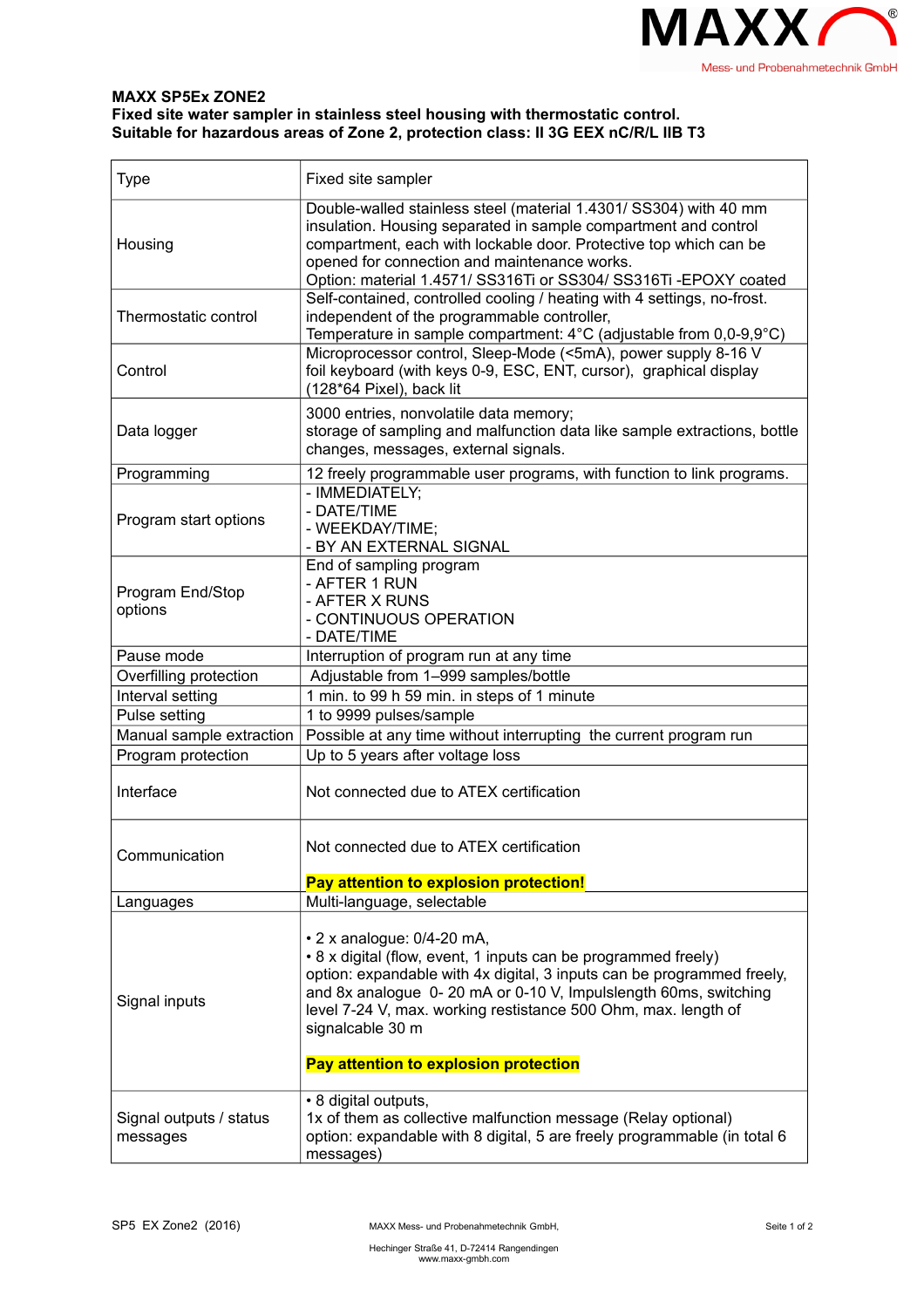**MAXX SP5Ex ZONE2**
**Fixed site water sampler in stainless steel housing with thermostatic control.**
**Suitable for hazardous areas of Zone 2, protection class: II 3G EEX nC/R/L IIB T3**

| Type | Fixed site sampler |
|---|---|
| Housing | Double-walled stainless steel (material 1.4301/ SS304) with 40 mm insulation. Housing separated in sample compartment and control compartment, each with lockable door. Protective top which can be opened for connection and maintenance works.<br>Option: material 1.4571/ SS316Ti or SS304/ SS316Ti -EPOXY coated |
| Thermostatic control | Self-contained, controlled cooling / heating with 4 settings, no-frost. independent of the programmable controller,<br>Temperature in sample compartment: 4°C (adjustable from 0,0-9,9°C) |
| Control | Microprocessor control, Sleep-Mode (<5mA), power supply 8-16 V foil keyboard (with keys 0-9, ESC, ENT, cursor), graphical display (128*64 Pixel), back lit |
| Data logger | 3000 entries, nonvolatile data memory;<br>storage of sampling and malfunction data like sample extractions, bottle changes, messages, external signals. |
| Programming | 12 freely programmable user programs, with function to link programs. |
| Program start options | - IMMEDIATELY;<br>- DATE/TIME<br>- WEEKDAY/TIME;<br>- BY AN EXTERNAL SIGNAL |
| Program End/Stop options | End of sampling program<br>- AFTER 1 RUN<br>- AFTER X RUNS<br>- CONTINUOUS OPERATION<br>- DATE/TIME |
| Pause mode | Interruption of program run at any time |
| Overfilling protection | Adjustable from 1–999 samples/bottle |
| Interval setting | 1 min. to 99 h 59 min. in steps of 1 minute |
| Pulse setting | 1 to 9999 pulses/sample |
| Manual sample extraction | Possible at any time without interrupting the current program run |
| Program protection | Up to 5 years after voltage loss |
| Interface | Not connected due to ATEX certification |
| Communication | Not connected due to ATEX certification<br><br>**Pay attention to explosion protection!** |
| Languages | Multi-language, selectable |
| Signal inputs | • 2 x analogue: 0/4-20 mA,<br>• 8 x digital (flow, event, 1 inputs can be programmed freely)<br>option: expandable with 4x digital, 3 inputs can be programmed freely, and 8x analogue 0- 20 mA or 0-10 V, Impulslength 60ms, switching level 7-24 V, max. working restistance 500 Ohm, max. length of signalcable 30 m<br><br>**Pay attention to explosion protection** |
| Signal outputs / status messages | • 8 digital outputs,<br>1x of them as collective malfunction message (Relay optional)<br>option: expandable with 8 digital, 5 are freely programmable (in total 6 messages) |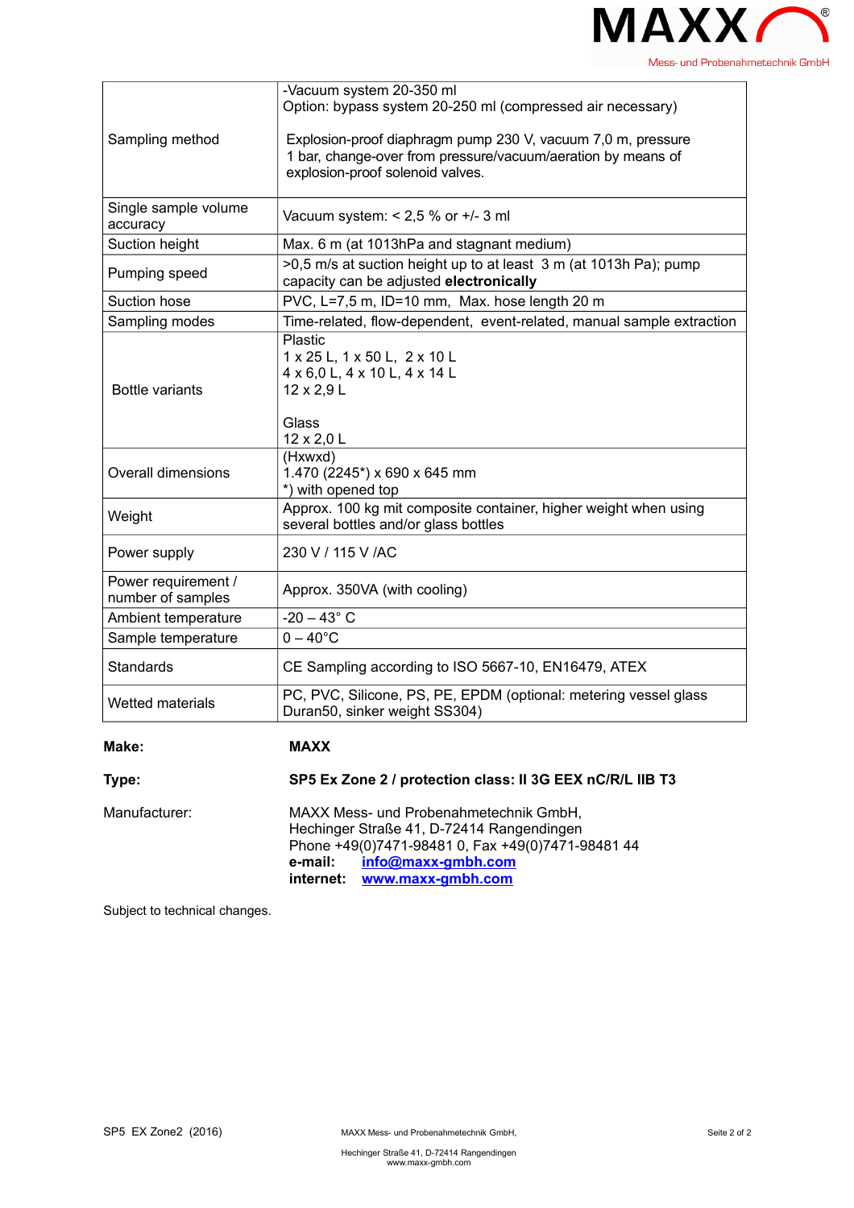| | |
|---|---|
| Sampling method | -Vacuum system 20-350 ml<br>Option: bypass system 20-250 ml (compressed air necessary)<br><br>Explosion-proof diaphragm pump 230 V, vacuum 7,0 m, pressure 1 bar, change-over from pressure/vacuum/aeration by means of explosion-proof solenoid valves. |
| Single sample volume accuracy | Vacuum system: < 2,5 % or +/- 3 ml |
| Suction height | Max. 6 m (at 1013hPa and stagnant medium) |
| Pumping speed | >0,5 m/s at suction height up to at least 3 m (at 1013h Pa); pump capacity can be adjusted **electronically** |
| Suction hose | PVC, L=7,5 m, ID=10 mm, Max. hose length 20 m |
| Sampling modes | Time-related, flow-dependent, event-related, manual sample extraction |
| Bottle variants | Plastic<br>1 x 25 L, 1 x 50 L, 2 x 10 L<br>4 x 6,0 L, 4 x 10 L, 4 x 14 L<br>12 x 2,9 L<br><br>Glass<br>12 x 2,0 L |
| Overall dimensions | (Hxwxd)<br>1.470 (2245*) x 690 x 645 mm<br>*) with opened top |
| Weight | Approx. 100 kg mit composite container, higher weight when using several bottles and/or glass bottles |
| Power supply | 230 V / 115 V /AC |
| Power requirement / number of samples | Approx. 350VA (with cooling) |
| Ambient temperature | -20 – 43° C |
| Sample temperature | 0 – 40°C |
| Standards | CE Sampling according to ISO 5667-10, EN16479, ATEX |
| Wetted materials | PC, PVC, Silicone, PS, PE, EPDM (optional: metering vessel glass Duran50, sinker weight SS304) |

**Make:** **MAXX**

**Type:** **SP5 Ex Zone 2 / protection class: II 3G EEX nC/R/L IIB T3**

Manufacturer: MAXX Mess- und Probenahmetechnik GmbH,
Hechinger Straße 41, D-72414 Rangendingen
Phone +49(0)7471-98481 0, Fax +49(0)7471-98481 44
**e-mail:** **info@maxx-gmbh.com**
**internet:** **www.maxx-gmbh.com**

Subject to technical changes.